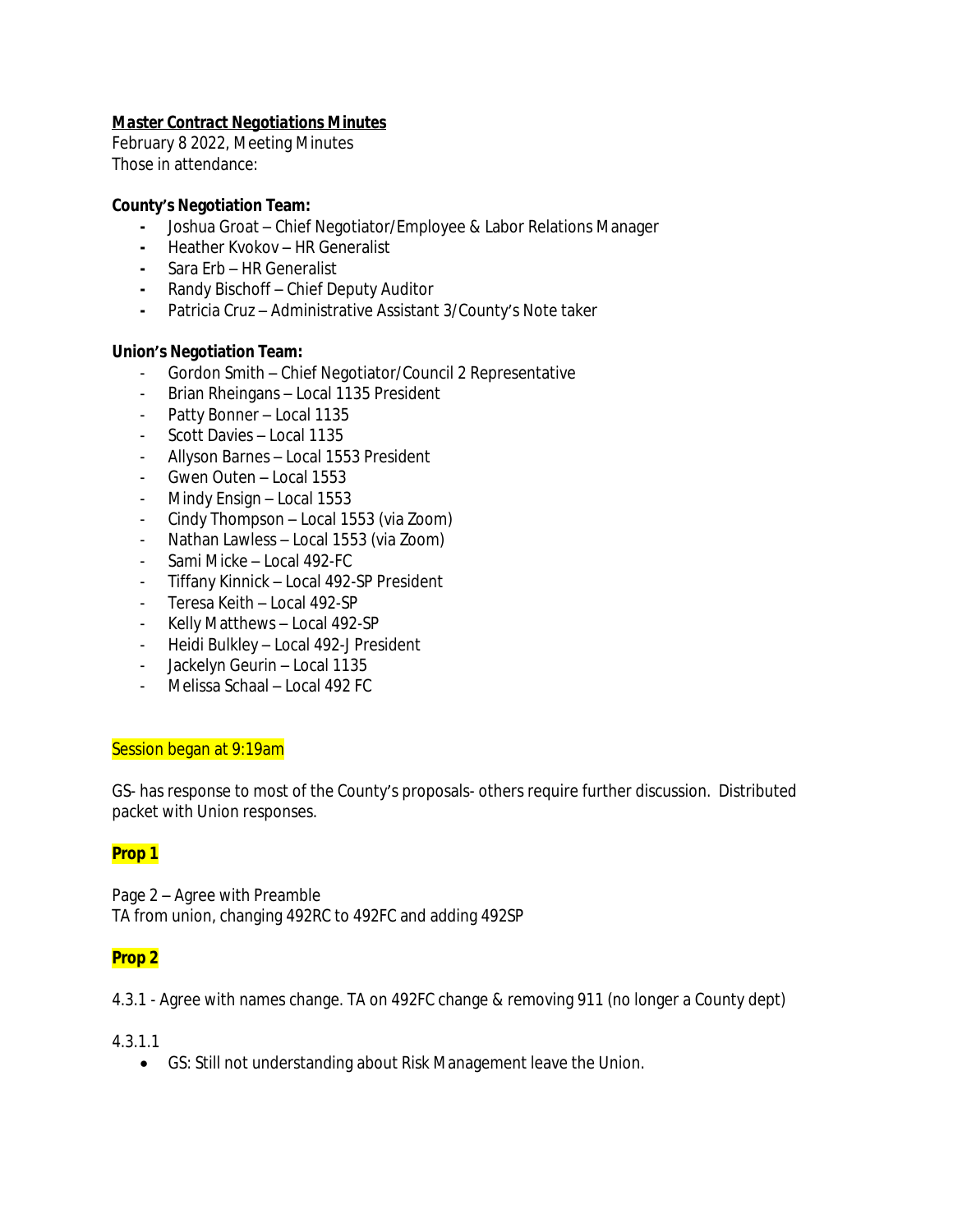**_Master Contract Negotiations Minutes_**

February 8 2022, Meeting Minutes

Those in attendance:

**County's Negotiation Team:**

- Joshua Groat – Chief Negotiator/Employee & Labor Relations Manager
- Heather Kvokov – HR Generalist
- Sara Erb – HR Generalist
- Randy Bischoff – Chief Deputy Auditor
- Patricia Cruz – Administrative Assistant 3/County's Note taker

**Union's Negotiation Team:**

- Gordon Smith – Chief Negotiator/Council 2 Representative
- Brian Rheingans – Local 1135 President
- Patty Bonner – Local 1135
- Scott Davies – Local 1135
- Allyson Barnes – Local 1553 President
- Gwen Outen – Local 1553
- Mindy Ensign – Local 1553
- Cindy Thompson – Local 1553 (via Zoom)
- Nathan Lawless – Local 1553 (via Zoom)
- Sami Micke – Local 492-FC
- Tiffany Kinnick – Local 492-SP President
- Teresa Keith – Local 492-SP
- Kelly Matthews – Local 492-SP
- Heidi Bulkley – Local 492-J President
- Jackelyn Geurin – Local 1135
- Melissa Schaal – Local 492 FC

Session began at 9:19am

GS- has response to most of the County's proposals- others require further discussion. Distributed packet with Union responses.

**Prop 1**

Page 2 – Agree with Preamble

TA from union, changing 492RC to 492FC and adding 492SP

**Prop 2**

4.3.1 - Agree with names change. TA on 492FC change & removing 911 (no longer a County dept)

4.3.1.1

- GS: Still not understanding about Risk Management leave the Union.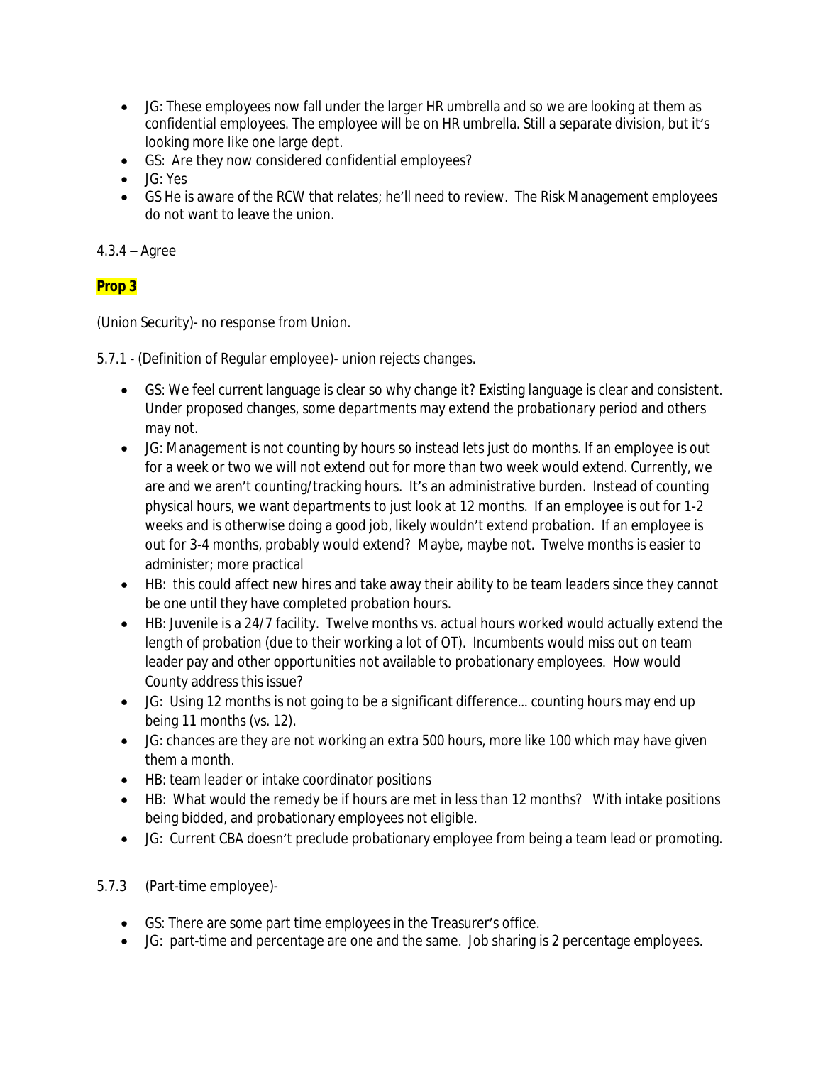- JG: These employees now fall under the larger HR umbrella and so we are looking at them as confidential employees. The employee will be on HR umbrella. Still a separate division, but it's looking more like one large dept.
- GS: Are they now considered confidential employees?
- JG: Yes
- GS He is aware of the RCW that relates; he'll need to review. The Risk Management employees do not want to leave the union.

4.3.4 – Agree

**Prop 3**

(Union Security)- no response from Union.

5.7.1 - (Definition of Regular employee)- union rejects changes.

- GS: We feel current language is clear so why change it? Existing language is clear and consistent. Under proposed changes, some departments may extend the probationary period and others may not.
- JG: Management is not counting by hours so instead lets just do months. If an employee is out for a week or two we will not extend out for more than two week would extend. Currently, we are and we aren't counting/tracking hours. It's an administrative burden. Instead of counting physical hours, we want departments to just look at 12 months. If an employee is out for 1-2 weeks and is otherwise doing a good job, likely wouldn't extend probation. If an employee is out for 3-4 months, probably would extend? Maybe, maybe not. Twelve months is easier to administer; more practical
- HB: this could affect new hires and take away their ability to be team leaders since they cannot be one until they have completed probation hours.
- HB: Juvenile is a 24/7 facility. Twelve months vs. actual hours worked would actually extend the length of probation (due to their working a lot of OT). Incumbents would miss out on team leader pay and other opportunities not available to probationary employees. How would County address this issue?
- JG: Using 12 months is not going to be a significant difference... counting hours may end up being 11 months (vs. 12).
- JG: chances are they are not working an extra 500 hours, more like 100 which may have given them a month.
- HB: team leader or intake coordinator positions
- HB: What would the remedy be if hours are met in less than 12 months? With intake positions being bidded, and probationary employees not eligible.
- JG: Current CBA doesn't preclude probationary employee from being a team lead or promoting.

5.7.3 (Part-time employee)-

- GS: There are some part time employees in the Treasurer's office.
- JG: part-time and percentage are one and the same. Job sharing is 2 percentage employees.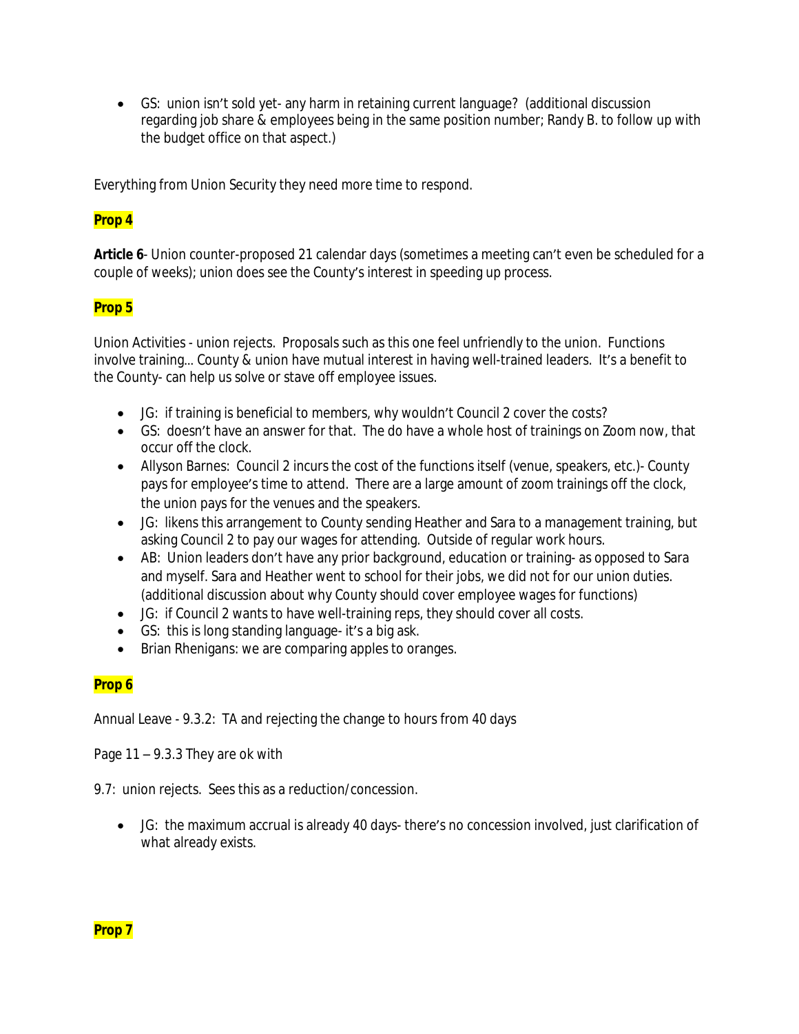- GS: union isn't sold yet- any harm in retaining current language? (additional discussion regarding job share & employees being in the same position number; Randy B. to follow up with the budget office on that aspect.)

Everything from Union Security they need more time to respond.

**Prop 4**

**Article 6**- Union counter-proposed 21 calendar days (sometimes a meeting can't even be scheduled for a couple of weeks); union does see the County's interest in speeding up process.

**Prop 5**

Union Activities - union rejects. Proposals such as this one feel unfriendly to the union. Functions involve training… County & union have mutual interest in having well-trained leaders. It's a benefit to the County- can help us solve or stave off employee issues.

- JG: if training is beneficial to members, why wouldn't Council 2 cover the costs?
- GS: doesn't have an answer for that. The do have a whole host of trainings on Zoom now, that occur off the clock.
- Allyson Barnes: Council 2 incurs the cost of the functions itself (venue, speakers, etc.)- County pays for employee's time to attend. There are a large amount of zoom trainings off the clock, the union pays for the venues and the speakers.
- JG: likens this arrangement to County sending Heather and Sara to a management training, but asking Council 2 to pay our wages for attending. Outside of regular work hours.
- AB: Union leaders don't have any prior background, education or training- as opposed to Sara and myself. Sara and Heather went to school for their jobs, we did not for our union duties. (additional discussion about why County should cover employee wages for functions)
- JG: if Council 2 wants to have well-training reps, they should cover all costs.
- GS: this is long standing language- it's a big ask.
- Brian Rhenigans: we are comparing apples to oranges.

**Prop 6**

Annual Leave - 9.3.2: TA and rejecting the change to hours from 40 days

Page 11 – 9.3.3 They are ok with

9.7: union rejects. Sees this as a reduction/concession.

- JG: the maximum accrual is already 40 days- there's no concession involved, just clarification of what already exists.

**Prop 7**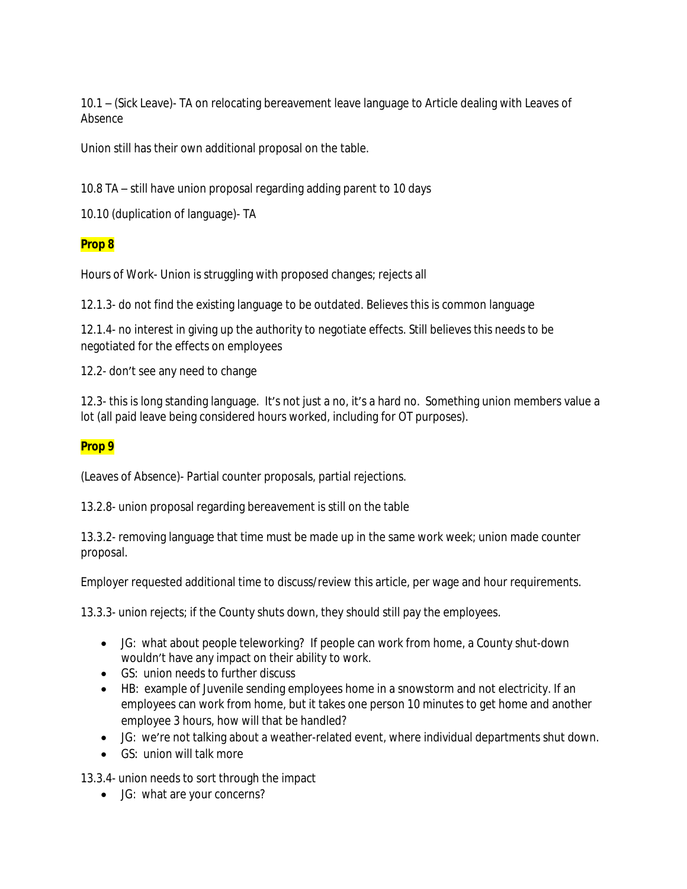10.1 – (Sick Leave)- TA on relocating bereavement leave language to Article dealing with Leaves of Absence

Union still has their own additional proposal on the table.

10.8 TA – still have union proposal regarding adding parent to 10 days

10.10 (duplication of language)- TA

**Prop 8**

Hours of Work- Union is struggling with proposed changes; rejects all

12.1.3- do not find the existing language to be outdated. Believes this is common language

12.1.4- no interest in giving up the authority to negotiate effects. Still believes this needs to be negotiated for the effects on employees

12.2- don't see any need to change

12.3- this is long standing language. It's not just a no, it's a hard no. Something union members value a lot (all paid leave being considered hours worked, including for OT purposes).

**Prop 9**

(Leaves of Absence)- Partial counter proposals, partial rejections.

13.2.8- union proposal regarding bereavement is still on the table

13.3.2- removing language that time must be made up in the same work week; union made counter proposal.

Employer requested additional time to discuss/review this article, per wage and hour requirements.

13.3.3- union rejects; if the County shuts down, they should still pay the employees.

- JG: what about people teleworking? If people can work from home, a County shut-down wouldn't have any impact on their ability to work.
- GS: union needs to further discuss
- HB: example of Juvenile sending employees home in a snowstorm and not electricity. If an employees can work from home, but it takes one person 10 minutes to get home and another employee 3 hours, how will that be handled?
- JG: we're not talking about a weather-related event, where individual departments shut down.
- GS: union will talk more

13.3.4- union needs to sort through the impact

- JG: what are your concerns?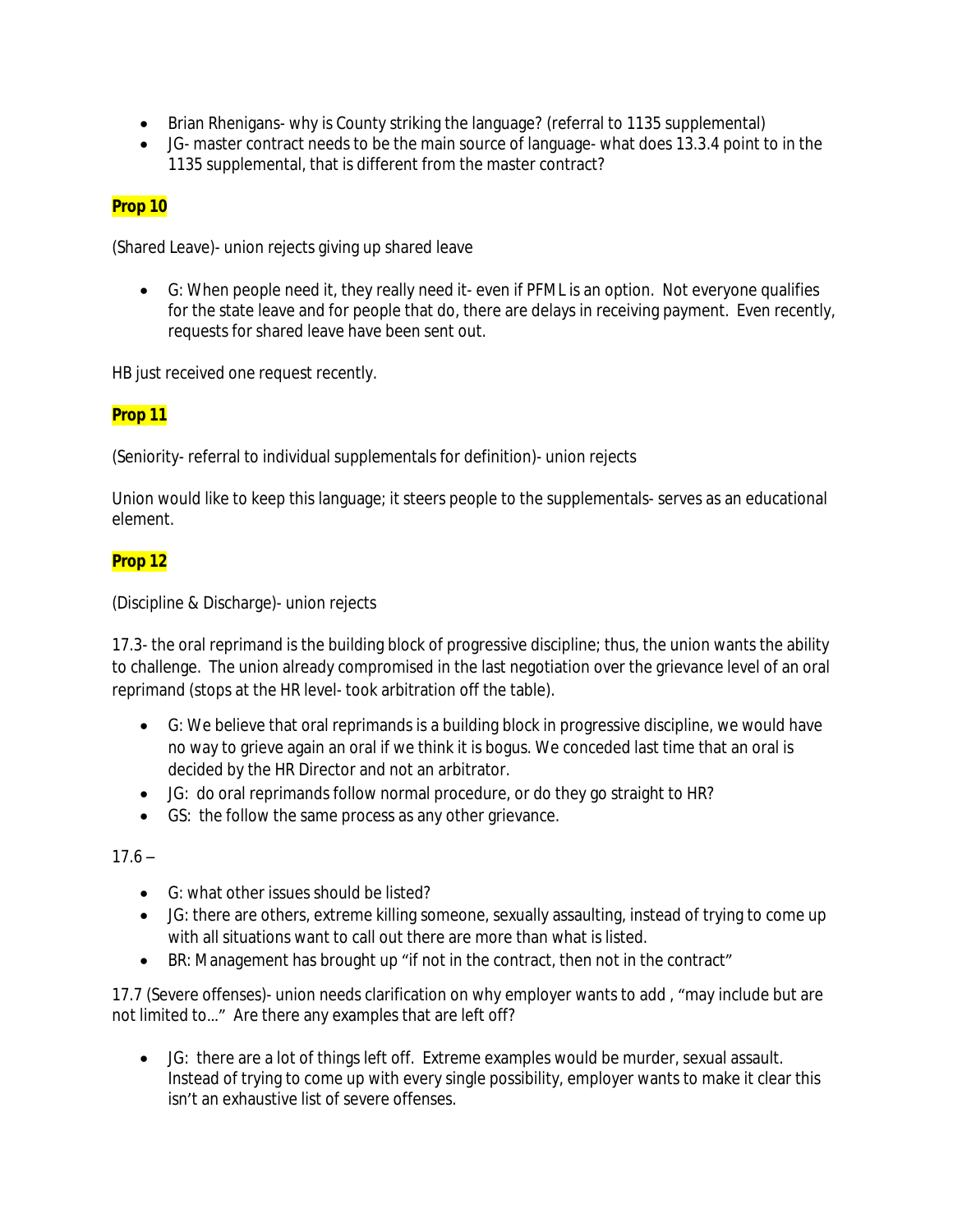- Brian Rhenigans- why is County striking the language? (referral to 1135 supplemental)
- JG- master contract needs to be the main source of language- what does 13.3.4 point to in the 1135 supplemental, that is different from the master contract?

**Prop 10**

(Shared Leave)- union rejects giving up shared leave

- G: When people need it, they really need it- even if PFML is an option. Not everyone qualifies for the state leave and for people that do, there are delays in receiving payment. Even recently, requests for shared leave have been sent out.

HB just received one request recently.

**Prop 11**

(Seniority- referral to individual supplementals for definition)- union rejects

Union would like to keep this language; it steers people to the supplementals- serves as an educational element.

**Prop 12**

(Discipline & Discharge)- union rejects

17.3- the oral reprimand is the building block of progressive discipline; thus, the union wants the ability to challenge. The union already compromised in the last negotiation over the grievance level of an oral reprimand (stops at the HR level- took arbitration off the table).

- G: We believe that oral reprimands is a building block in progressive discipline, we would have no way to grieve again an oral if we think it is bogus. We conceded last time that an oral is decided by the HR Director and not an arbitrator.
- JG: do oral reprimands follow normal procedure, or do they go straight to HR?
- GS: the follow the same process as any other grievance.

17.6 –

- G: what other issues should be listed?
- JG: there are others, extreme killing someone, sexually assaulting, instead of trying to come up with all situations want to call out there are more than what is listed.
- BR: Management has brought up "if not in the contract, then not in the contract"

17.7 (Severe offenses)- union needs clarification on why employer wants to add , "may include but are not limited to…" Are there any examples that are left off?

- JG: there are a lot of things left off. Extreme examples would be murder, sexual assault. Instead of trying to come up with every single possibility, employer wants to make it clear this isn't an exhaustive list of severe offenses.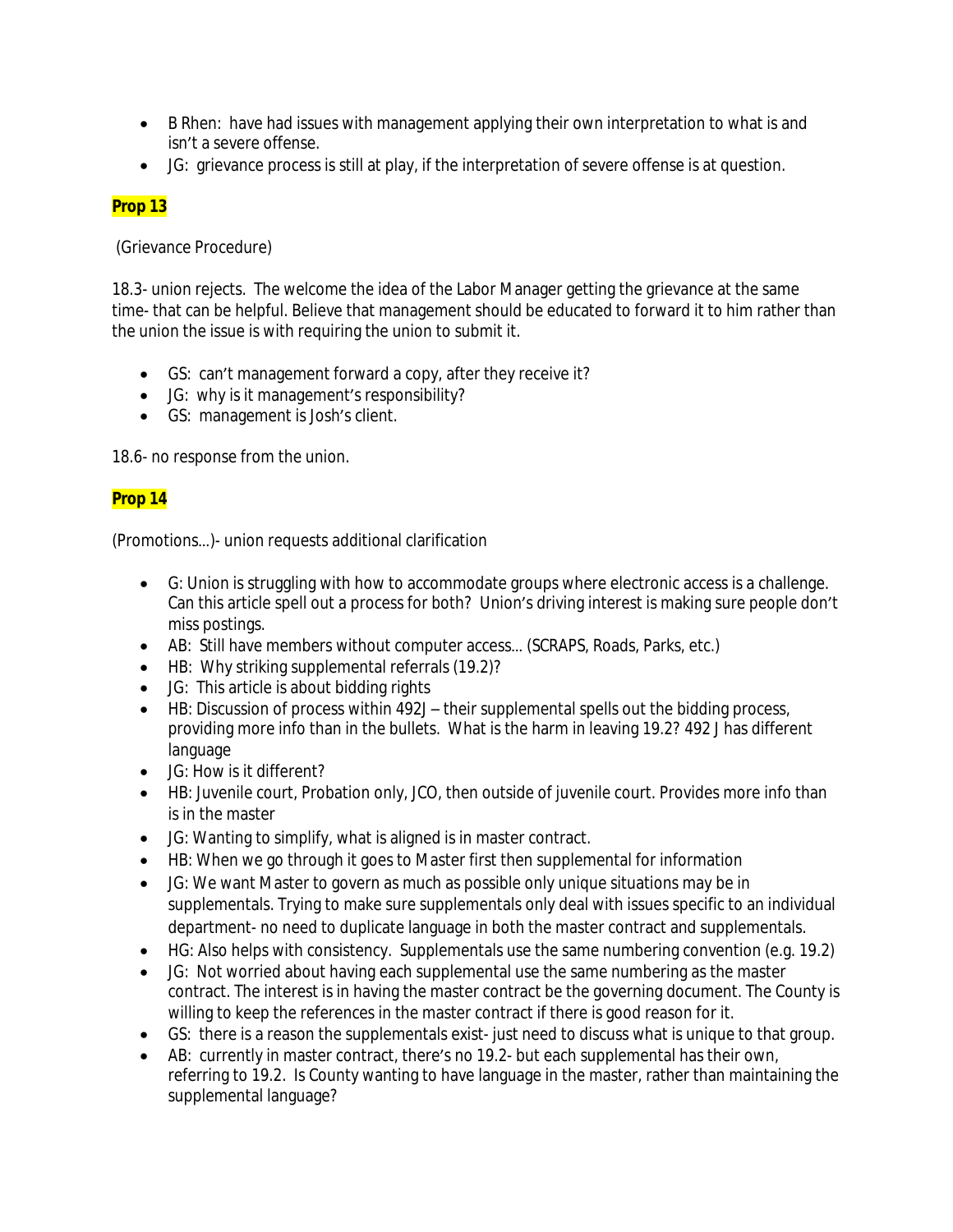- B Rhen: have had issues with management applying their own interpretation to what is and isn't a severe offense.
- JG: grievance process is still at play, if the interpretation of severe offense is at question.

**Prop 13**

(Grievance Procedure)

18.3- union rejects. The welcome the idea of the Labor Manager getting the grievance at the same time- that can be helpful. Believe that management should be educated to forward it to him rather than the union the issue is with requiring the union to submit it.

- GS: can't management forward a copy, after they receive it?
- JG: why is it management's responsibility?
- GS: management is Josh's client.

18.6- no response from the union.

**Prop 14**

(Promotions…)- union requests additional clarification

- G: Union is struggling with how to accommodate groups where electronic access is a challenge. Can this article spell out a process for both? Union's driving interest is making sure people don't miss postings.
- AB: Still have members without computer access… (SCRAPS, Roads, Parks, etc.)
- HB: Why striking supplemental referrals (19.2)?
- JG: This article is about bidding rights
- HB: Discussion of process within 492J – their supplemental spells out the bidding process, providing more info than in the bullets. What is the harm in leaving 19.2? 492 J has different language
- JG: How is it different?
- HB: Juvenile court, Probation only, JCO, then outside of juvenile court. Provides more info than is in the master
- JG: Wanting to simplify, what is aligned is in master contract.
- HB: When we go through it goes to Master first then supplemental for information
- JG: We want Master to govern as much as possible only unique situations may be in supplementals. Trying to make sure supplementals only deal with issues specific to an individual department- no need to duplicate language in both the master contract and supplementals.
- HG: Also helps with consistency. Supplementals use the same numbering convention (e.g. 19.2)
- JG: Not worried about having each supplemental use the same numbering as the master contract. The interest is in having the master contract be the governing document. The County is willing to keep the references in the master contract if there is good reason for it.
- GS: there is a reason the supplementals exist- just need to discuss what is unique to that group.
- AB: currently in master contract, there's no 19.2- but each supplemental has their own, referring to 19.2. Is County wanting to have language in the master, rather than maintaining the supplemental language?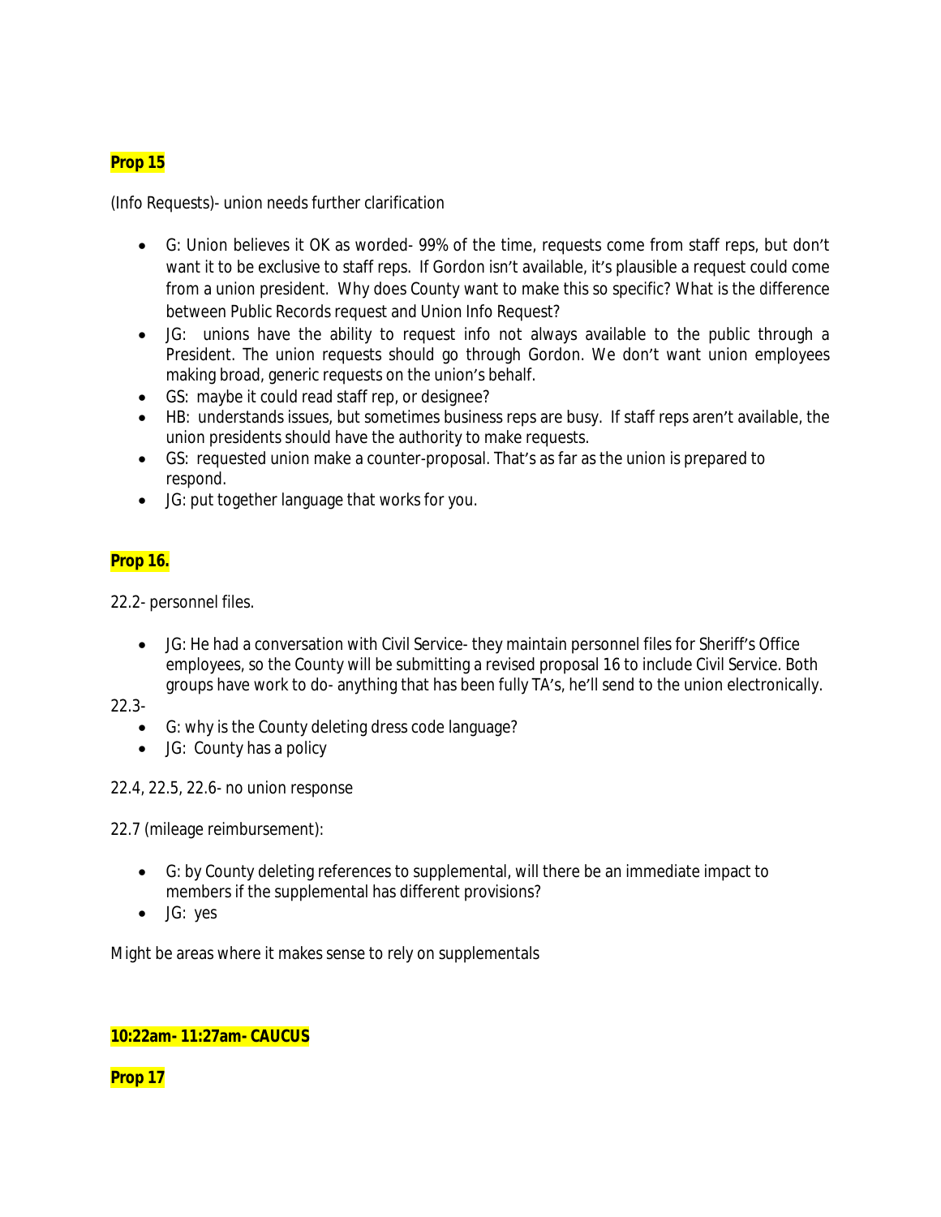**Prop 15**

(Info Requests)- union needs further clarification

- G: Union believes it OK as worded- 99% of the time, requests come from staff reps, but don't want it to be exclusive to staff reps. If Gordon isn't available, it's plausible a request could come from a union president. Why does County want to make this so specific? What is the difference between Public Records request and Union Info Request?
- JG: unions have the ability to request info not always available to the public through a President. The union requests should go through Gordon. We don't want union employees making broad, generic requests on the union's behalf.
- GS: maybe it could read staff rep, or designee?
- HB: understands issues, but sometimes business reps are busy. If staff reps aren't available, the union presidents should have the authority to make requests.
- GS: requested union make a counter-proposal. That's as far as the union is prepared to respond.
- JG: put together language that works for you.

**Prop 16.**

22.2- personnel files.

- JG: He had a conversation with Civil Service- they maintain personnel files for Sheriff's Office employees, so the County will be submitting a revised proposal 16 to include Civil Service. Both groups have work to do- anything that has been fully TA's, he'll send to the union electronically.

22.3-

- G: why is the County deleting dress code language?
- JG: County has a policy

22.4, 22.5, 22.6- no union response

22.7 (mileage reimbursement):

- G: by County deleting references to supplemental, will there be an immediate impact to members if the supplemental has different provisions?
- JG: yes

Might be areas where it makes sense to rely on supplementals

**10:22am- 11:27am- CAUCUS**

**Prop 17**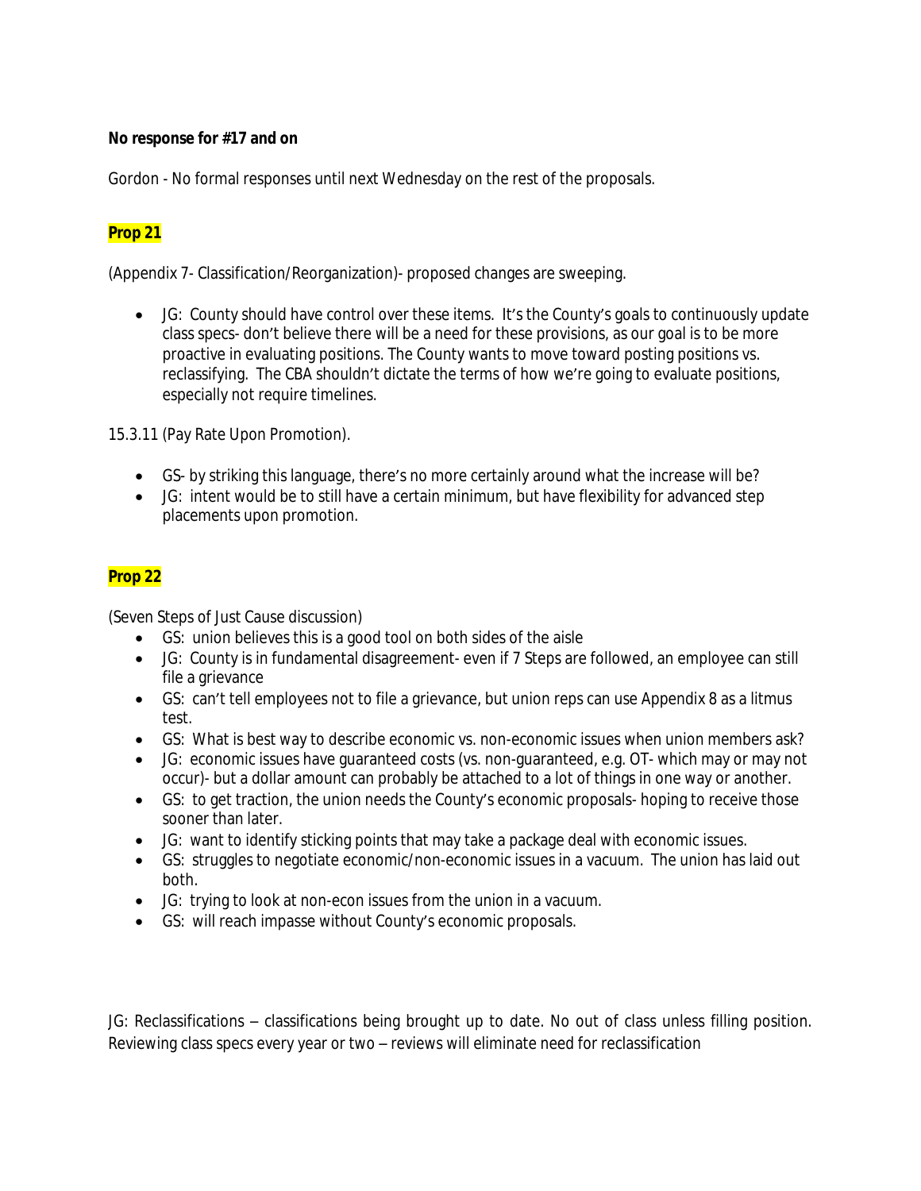**No response for #17 and on**

Gordon - No formal responses until next Wednesday on the rest of the proposals.

**Prop 21**

(Appendix 7- Classification/Reorganization)- proposed changes are sweeping.

- JG: County should have control over these items. It's the County's goals to continuously update class specs- don't believe there will be a need for these provisions, as our goal is to be more proactive in evaluating positions. The County wants to move toward posting positions vs. reclassifying. The CBA shouldn't dictate the terms of how we're going to evaluate positions, especially not require timelines.

15.3.11 (Pay Rate Upon Promotion).

- GS- by striking this language, there's no more certainly around what the increase will be?
- JG: intent would be to still have a certain minimum, but have flexibility for advanced step placements upon promotion.

**Prop 22**

(Seven Steps of Just Cause discussion)

- GS: union believes this is a good tool on both sides of the aisle
- JG: County is in fundamental disagreement- even if 7 Steps are followed, an employee can still file a grievance
- GS: can't tell employees not to file a grievance, but union reps can use Appendix 8 as a litmus test.
- GS: What is best way to describe economic vs. non-economic issues when union members ask?
- JG: economic issues have guaranteed costs (vs. non-guaranteed, e.g. OT- which may or may not occur)- but a dollar amount can probably be attached to a lot of things in one way or another.
- GS: to get traction, the union needs the County's economic proposals- hoping to receive those sooner than later.
- JG: want to identify sticking points that may take a package deal with economic issues.
- GS: struggles to negotiate economic/non-economic issues in a vacuum. The union has laid out both.
- JG: trying to look at non-econ issues from the union in a vacuum.
- GS: will reach impasse without County's economic proposals.

JG: Reclassifications – classifications being brought up to date. No out of class unless filling position. Reviewing class specs every year or two – reviews will eliminate need for reclassification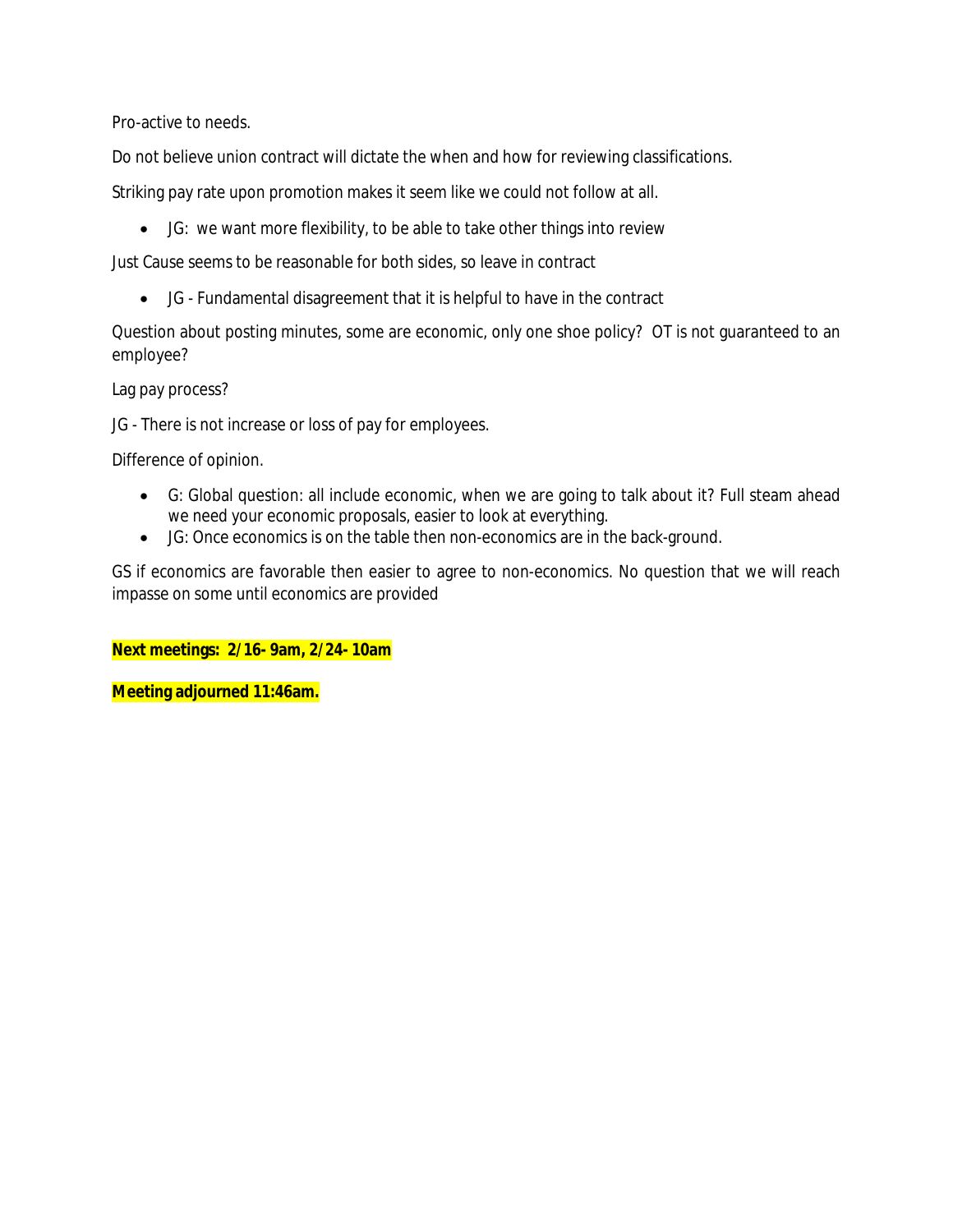Pro-active to needs.

Do not believe union contract will dictate the when and how for reviewing classifications.

Striking pay rate upon promotion makes it seem like we could not follow at all.

- JG: we want more flexibility, to be able to take other things into review

Just Cause seems to be reasonable for both sides, so leave in contract

- JG - Fundamental disagreement that it is helpful to have in the contract

Question about posting minutes, some are economic, only one shoe policy? OT is not guaranteed to an employee?

Lag pay process?

JG - There is not increase or loss of pay for employees.

Difference of opinion.

- G: Global question: all include economic, when we are going to talk about it? Full steam ahead we need your economic proposals, easier to look at everything.
- JG: Once economics is on the table then non-economics are in the back-ground.

GS if economics are favorable then easier to agree to non-economics. No question that we will reach impasse on some until economics are provided

**Next meetings: 2/16- 9am, 2/24- 10am**

**Meeting adjourned 11:46am.**